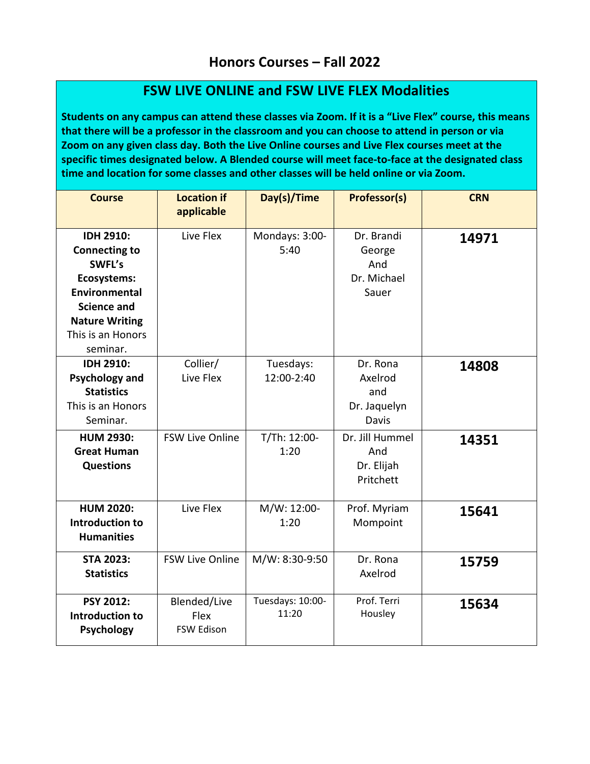# Honors Courses – Fall 2022

## FSW LIVE ONLINE and FSW LIVE FLEX Modalities

**Students on any campus can attend these classes via Zoom. If it is a "Live Flex" course, this means that there will be a professor in the classroom and you can choose to attend in person or via Zoom on any given class day. Both the Live Online courses and Live Flex courses meet at the specific times designated below. A Blended course will meet face-to-face at the designated class time and location for some classes and other classes will be held online or via Zoom.**

| Course | Location if applicable | Day(s)/Time | Professor(s) | CRN |
|---|---|---|---|---|
| **IDH 2910: Connecting to SWFL's Ecosystems: Environmental Science and Nature Writing** This is an Honors seminar. | Live Flex | Mondays: 3:00-5:40 | Dr. Brandi George And Dr. Michael Sauer | **14971** |
| **IDH 2910: Psychology and Statistics** This is an Honors Seminar. | Collier/ Live Flex | Tuesdays: 12:00-2:40 | Dr. Rona Axelrod and Dr. Jaquelyn Davis | **14808** |
| **HUM 2930: Great Human Questions** | FSW Live Online | T/Th: 12:00-1:20 | Dr. Jill Hummel And Dr. Elijah Pritchett | **14351** |
| **HUM 2020: Introduction to Humanities** | Live Flex | M/W: 12:00-1:20 | Prof. Myriam Mompoint | **15641** |
| **STA 2023: Statistics** | FSW Live Online | M/W: 8:30-9:50 | Dr. Rona Axelrod | **15759** |
| **PSY 2012: Introduction to Psychology** | Blended/Live Flex FSW Edison | Tuesdays: 10:00-11:20 | Prof. Terri Housley | **15634** |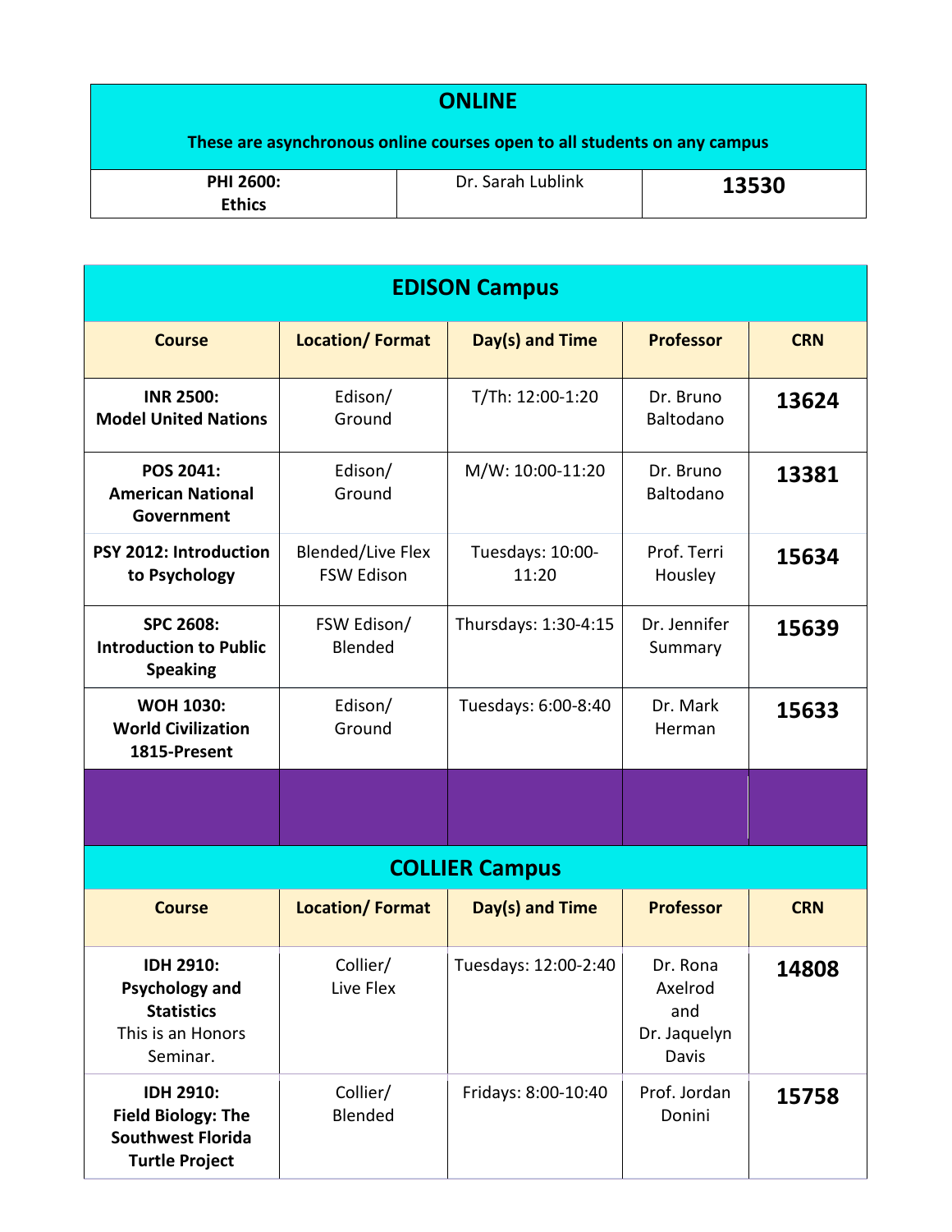## ONLINE

**These are asynchronous online courses open to all students on any campus**

| | | |
|---|---|---|
| **PHI 2600: Ethics** | Dr. Sarah Lublink | **13530** |

## EDISON Campus

| Course | Location/ Format | Day(s) and Time | Professor | CRN |
|---|---|---|---|---|
| **INR 2500: Model United Nations** | Edison/ Ground | T/Th: 12:00-1:20 | Dr. Bruno Baltodano | **13624** |
| **POS 2041: American National Government** | Edison/ Ground | M/W: 10:00-11:20 | Dr. Bruno Baltodano | **13381** |
| **PSY 2012: Introduction to Psychology** | Blended/Live Flex FSW Edison | Tuesdays: 10:00-11:20 | Prof. Terri Housley | **15634** |
| **SPC 2608: Introduction to Public Speaking** | FSW Edison/ Blended | Thursdays: 1:30-4:15 | Dr. Jennifer Summary | **15639** |
| **WOH 1030: World Civilization 1815-Present** | Edison/ Ground | Tuesdays: 6:00-8:40 | Dr. Mark Herman | **15633** |

## COLLIER Campus

| Course | Location/ Format | Day(s) and Time | Professor | CRN |
|---|---|---|---|---|
| **IDH 2910: Psychology and Statistics** This is an Honors Seminar. | Collier/ Live Flex | Tuesdays: 12:00-2:40 | Dr. Rona Axelrod and Dr. Jaquelyn Davis | **14808** |
| **IDH 2910: Field Biology: The Southwest Florida Turtle Project** | Collier/ Blended | Fridays: 8:00-10:40 | Prof. Jordan Donini | **15758** |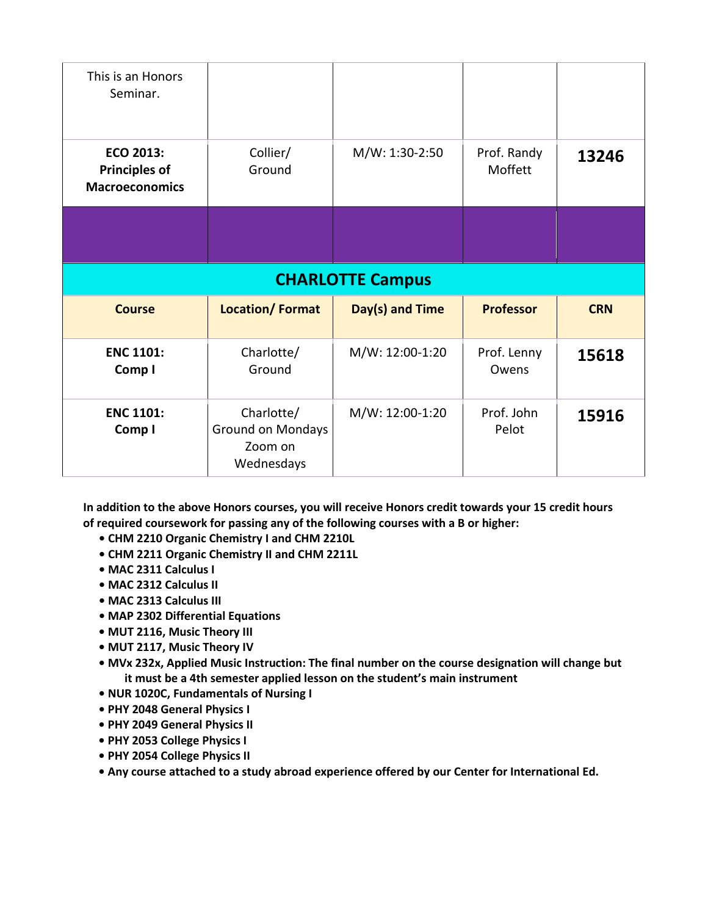| | | | | |
|---|---|---|---|---|
| This is an Honors Seminar. | | | | |
| **ECO 2013: Principles of Macroeconomics** | Collier/ Ground | M/W: 1:30-2:50 | Prof. Randy Moffett | **13246** |

## CHARLOTTE Campus

| Course | Location/ Format | Day(s) and Time | Professor | CRN |
|---|---|---|---|---|
| **ENC 1101: Comp I** | Charlotte/ Ground | M/W: 12:00-1:20 | Prof. Lenny Owens | **15618** |
| **ENC 1101: Comp I** | Charlotte/ Ground on Mondays Zoom on Wednesdays | M/W: 12:00-1:20 | Prof. John Pelot | **15916** |

**In addition to the above Honors courses, you will receive Honors credit towards your 15 credit hours of required coursework for passing any of the following courses with a B or higher:**

- **CHM 2210 Organic Chemistry I and CHM 2210L**
- **CHM 2211 Organic Chemistry II and CHM 2211L**
- **MAC 2311 Calculus I**
- **MAC 2312 Calculus II**
- **MAC 2313 Calculus III**
- **MAP 2302 Differential Equations**
- **MUT 2116, Music Theory III**
- **MUT 2117, Music Theory IV**
- **MVx 232x, Applied Music Instruction: The final number on the course designation will change but it must be a 4th semester applied lesson on the student's main instrument**
- **NUR 1020C, Fundamentals of Nursing I**
- **PHY 2048 General Physics I**
- **PHY 2049 General Physics II**
- **PHY 2053 College Physics I**
- **PHY 2054 College Physics II**
- **Any course attached to a study abroad experience offered by our Center for International Ed.**